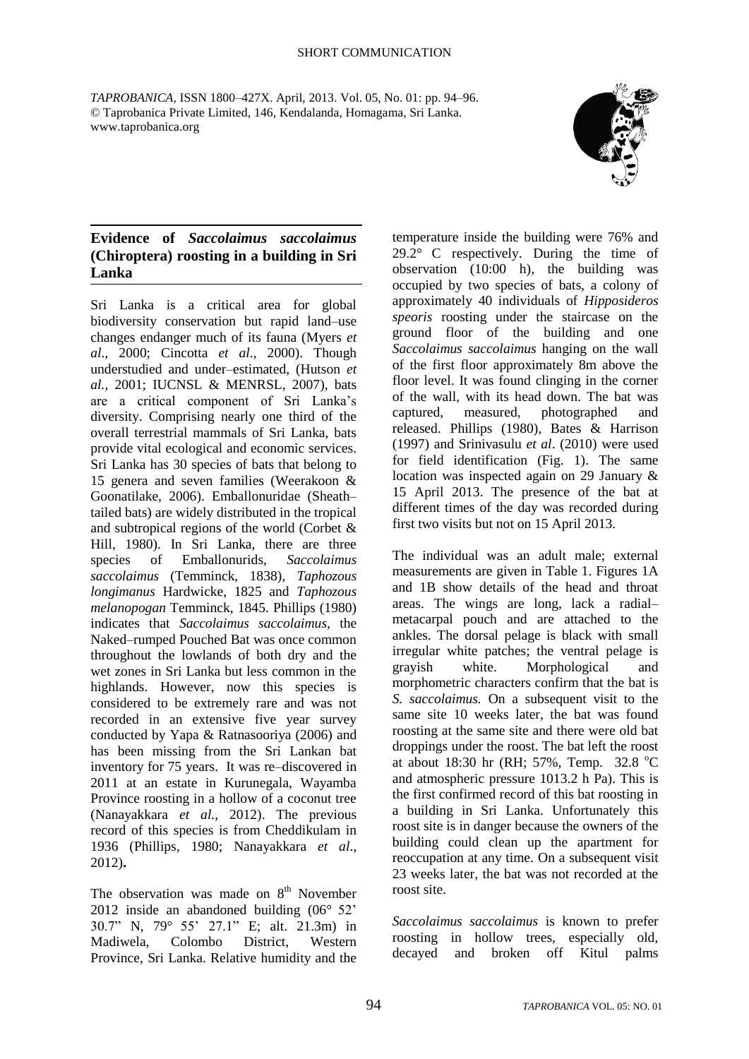SHORT COMMUNICATION

*TAPROBANICA*, ISSN 1800–427X. April, 2013. Vol. 05, No. 01: pp. 94–96.
© Taprobanica Private Limited, 146, Kendalanda, Homagama, Sri Lanka.
www.taprobanica.org

## Evidence of *Saccolaimus saccolaimus* (Chiroptera) roosting in a building in Sri Lanka

Sri Lanka is a critical area for global biodiversity conservation but rapid land–use changes endanger much of its fauna (Myers *et al*., 2000; Cincotta *et al*., 2000). Though understudied and under–estimated, (Hutson *et al.,* 2001; IUCNSL & MENRSL, 2007), bats are a critical component of Sri Lanka's diversity. Comprising nearly one third of the overall terrestrial mammals of Sri Lanka, bats provide vital ecological and economic services. Sri Lanka has 30 species of bats that belong to 15 genera and seven families (Weerakoon & Goonatilake, 2006). Emballonuridae (Sheath–tailed bats) are widely distributed in the tropical and subtropical regions of the world (Corbet & Hill, 1980). In Sri Lanka, there are three species of Emballonurids, *Saccolaimus saccolaimus* (Temminck, 1838), *Taphozous longimanus* Hardwicke, 1825 and *Taphozous melanopogan* Temminck, 1845. Phillips (1980) indicates that *Saccolaimus saccolaimus,* the Naked–rumped Pouched Bat was once common throughout the lowlands of both dry and the wet zones in Sri Lanka but less common in the highlands. However, now this species is considered to be extremely rare and was not recorded in an extensive five year survey conducted by Yapa & Ratnasooriya (2006) and has been missing from the Sri Lankan bat inventory for 75 years. It was re–discovered in 2011 at an estate in Kurunegala, Wayamba Province roosting in a hollow of a coconut tree (Nanayakkara *et al.,* 2012). The previous record of this species is from Cheddikulam in 1936 (Phillips, 1980; Nanayakkara *et al*., 2012)**.**

The observation was made on 8th November 2012 inside an abandoned building (06° 52' 30.7" N, 79° 55' 27.1" E; alt. 21.3m) in Madiwela, Colombo District, Western Province, Sri Lanka. Relative humidity and the temperature inside the building were 76% and 29.2° C respectively. During the time of observation (10:00 h), the building was occupied by two species of bats, a colony of approximately 40 individuals of *Hipposideros speoris* roosting under the staircase on the ground floor of the building and one *Saccolaimus saccolaimus* hanging on the wall of the first floor approximately 8m above the floor level. It was found clinging in the corner of the wall, with its head down. The bat was captured, measured, photographed and released. Phillips (1980), Bates & Harrison (1997) and Srinivasulu *et al*. (2010) were used for field identification (Fig. 1). The same location was inspected again on 29 January & 15 April 2013. The presence of the bat at different times of the day was recorded during first two visits but not on 15 April 2013.

The individual was an adult male; external measurements are given in Table 1. Figures 1A and 1B show details of the head and throat areas. The wings are long, lack a radial–metacarpal pouch and are attached to the ankles. The dorsal pelage is black with small irregular white patches; the ventral pelage is grayish white. Morphological and morphometric characters confirm that the bat is *S. saccolaimus.* On a subsequent visit to the same site 10 weeks later, the bat was found roosting at the same site and there were old bat droppings under the roost. The bat left the roost at about 18:30 hr (RH; 57%, Temp. 32.8 °C and atmospheric pressure 1013.2 h Pa). This is the first confirmed record of this bat roosting in a building in Sri Lanka. Unfortunately this roost site is in danger because the owners of the building could clean up the apartment for reoccupation at any time. On a subsequent visit 23 weeks later, the bat was not recorded at the roost site.

*Saccolaimus saccolaimus* is known to prefer roosting in hollow trees, especially old, decayed and broken off Kitul palms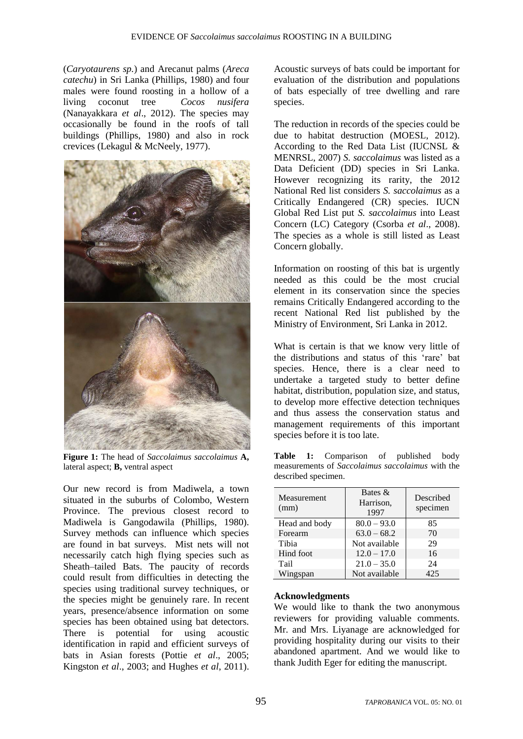(*Caryotaurens sp.*) and Arecanut palms (*Areca catechu*) in Sri Lanka (Phillips, 1980) and four males were found roosting in a hollow of a living coconut tree *Cocos nusifera* (Nanayakkara *et al*., 2012). The species may occasionally be found in the roofs of tall buildings (Phillips, 1980) and also in rock crevices (Lekagul & McNeely, 1977).

**Figure 1:** The head of *Saccolaimus saccolaimus* **A,** lateral aspect; **B,** ventral aspect

Our new record is from Madiwela, a town situated in the suburbs of Colombo, Western Province. The previous closest record to Madiwela is Gangodawila (Phillips, 1980). Survey methods can influence which species are found in bat surveys. Mist nets will not necessarily catch high flying species such as Sheath–tailed Bats. The paucity of records could result from difficulties in detecting the species using traditional survey techniques, or the species might be genuinely rare. In recent years, presence/absence information on some species has been obtained using bat detectors. There is potential for using acoustic identification in rapid and efficient surveys of bats in Asian forests (Pottie *et al*., 2005; Kingston *et al*., 2003; and Hughes *et al*, 2011). Acoustic surveys of bats could be important for evaluation of the distribution and populations of bats especially of tree dwelling and rare species.

The reduction in records of the species could be due to habitat destruction (MOESL, 2012). According to the Red Data List (IUCNSL & MENRSL, 2007) *S. saccolaimus* was listed as a Data Deficient (DD) species in Sri Lanka. However recognizing its rarity, the 2012 National Red list considers *S. saccolaimus* as a Critically Endangered (CR) species. IUCN Global Red List put *S. saccolaimus* into Least Concern (LC) Category (Csorba *et al*., 2008). The species as a whole is still listed as Least Concern globally.

Information on roosting of this bat is urgently needed as this could be the most crucial element in its conservation since the species remains Critically Endangered according to the recent National Red list published by the Ministry of Environment, Sri Lanka in 2012.

What is certain is that we know very little of the distributions and status of this 'rare' bat species. Hence, there is a clear need to undertake a targeted study to better define habitat, distribution, population size, and status, to develop more effective detection techniques and thus assess the conservation status and management requirements of this important species before it is too late.

**Table 1:** Comparison of published body measurements of *Saccolaimus saccolaimus* with the described specimen.

| Measurement (mm) | Bates & Harrison, 1997 | Described specimen |
|---|---|---|
| Head and body | 80.0 – 93.0 | 85 |
| Forearm | 63.0 – 68.2 | 70 |
| Tibia | Not available | 29 |
| Hind foot | 12.0 – 17.0 | 16 |
| Tail | 21.0 – 35.0 | 24 |
| Wingspan | Not available | 425 |

**Acknowledgments**

We would like to thank the two anonymous reviewers for providing valuable comments. Mr. and Mrs. Liyanage are acknowledged for providing hospitality during our visits to their abandoned apartment. And we would like to thank Judith Eger for editing the manuscript.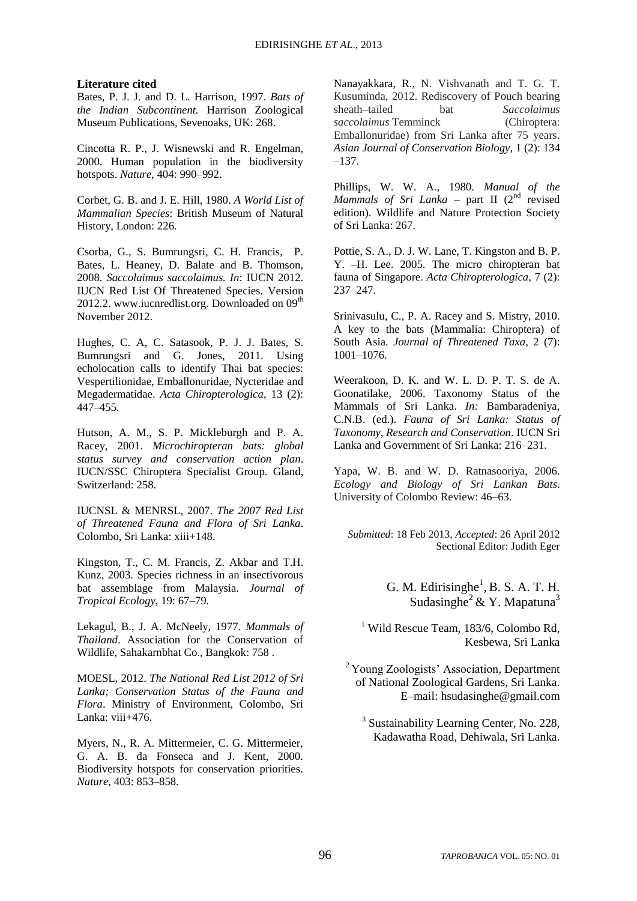## Literature cited

Bates, P. J. J. and D. L. Harrison, 1997. *Bats of the Indian Subcontinent.* Harrison Zoological Museum Publications, Sevenoaks, UK: 268.

Cincotta R. P., J. Wisnewski and R. Engelman, 2000. Human population in the biodiversity hotspots. *Nature*, 404: 990–992.

Corbet, G. B. and J. E. Hill, 1980. *A World List of Mammalian Species*: British Museum of Natural History, London: 226.

Csorba, G., S. Bumrungsri, C. H. Francis, P. Bates, L. Heaney, D. Balate and B. Thomson, 2008. *Saccolaimus saccolaimus. In*: IUCN 2012. IUCN Red List Of Threatened Species. Version 2012.2. www.iucnredlist.org. Downloaded on 09th November 2012.

Hughes, C. A, C. Satasook, P. J. J. Bates, S. Bumrungsri and G. Jones, 2011. Using echolocation calls to identify Thai bat species: Vespertilionidae, Emballonuridae, Nycteridae and Megadermatidae. *Acta Chiropterologica*, 13 (2): 447–455.

Hutson, A. M., S. P. Mickleburgh and P. A. Racey, 2001. *Microchiropteran bats: global status survey and conservation action plan*. IUCN/SSC Chiroptera Specialist Group. Gland, Switzerland: 258.

IUCNSL & MENRSL, 2007. *The 2007 Red List of Threatened Fauna and Flora of Sri Lanka*. Colombo, Sri Lanka: xiii+148.

Kingston, T., C. M. Francis, Z. Akbar and T.H. Kunz, 2003. Species richness in an insectivorous bat assemblage from Malaysia. *Journal of Tropical Ecology*, 19: 67–79.

Lekagul, B., J. A. McNeely, 1977. *Mammals of Thailand*. Association for the Conservation of Wildlife, Sahakarnbhat Co., Bangkok: 758 .

MOESL, 2012. *The National Red List 2012 of Sri Lanka; Conservation Status of the Fauna and Flora*. Ministry of Environment, Colombo, Sri Lanka: viii+476.

Myers, N., R. A. Mittermeier, C. G. Mittermeier, G. A. B. da Fonseca and J. Kent, 2000. Biodiversity hotspots for conservation priorities. *Nature*, 403: 853–858.

Nanayakkara, R., N. Vishvanath and T. G. T. Kusuminda, 2012. Rediscovery of Pouch bearing sheath–tailed bat *Saccolaimus saccolaimus* Temminck (Chiroptera: Emballonuridae) from Sri Lanka after 75 years. *Asian Journal of Conservation Biology*, 1 (2): 134–137.

Phillips, W. W. A., 1980. *Manual of the Mammals of Sri Lanka* – part II (2nd revised edition). Wildlife and Nature Protection Society of Sri Lanka: 267.

Pottie, S. A., D. J. W. Lane, T. Kingston and B. P. Y. –H. Lee. 2005. The micro chiropteran bat fauna of Singapore. *Acta Chiropterologica*, 7 (2): 237–247.

Srinivasulu, C., P. A. Racey and S. Mistry, 2010. A key to the bats (Mammalia: Chiroptera) of South Asia. *Journal of Threatened Taxa*, 2 (7): 1001–1076.

Weerakoon, D. K. and W. L. D. P. T. S. de A. Goonatilake, 2006. Taxonomy Status of the Mammals of Sri Lanka. *In:* Bambaradeniya, C.N.B. (ed.). *Fauna of Sri Lanka: Status of Taxonomy, Research and Conservation*. IUCN Sri Lanka and Government of Sri Lanka: 216–231.

Yapa, W. B. and W. D. Ratnasooriya, 2006. *Ecology and Biology of Sri Lankan Bats*. University of Colombo Review: 46–63.

*Submitted*: 18 Feb 2013, *Accepted*: 26 April 2012
Sectional Editor: Judith Eger

G. M. Edirisinghe[1], B. S. A. T. H. Sudasinghe[2] & Y. Mapatuna[3]

[1] Wild Rescue Team, 183/6, Colombo Rd, Kesbewa, Sri Lanka

[2] Young Zoologists' Association, Department of National Zoological Gardens, Sri Lanka. E–mail: hsudasinghe@gmail.com

[3] Sustainability Learning Center, No. 228, Kadawatha Road, Dehiwala, Sri Lanka.